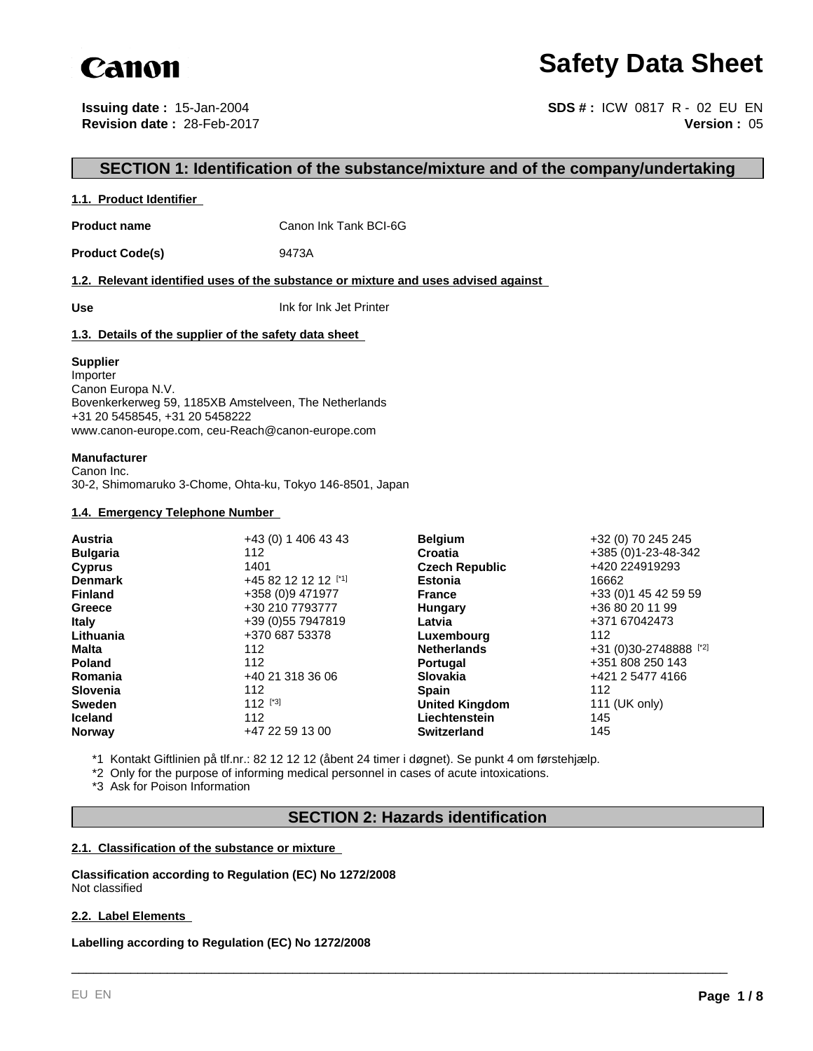Canon

# Safety Data Sheet

**Issuing date :** 15-Jan-2004
**Revision date :** 28-Feb-2017

**SDS # :** ICW 0817 R - 02 EU EN
**Version :** 05

## SECTION 1: Identification of the substance/mixture and of the company/undertaking

### 1.1. Product Identifier

**Product name** Canon Ink Tank BCI-6G

**Product Code(s)** 9473A

### 1.2. Relevant identified uses of the substance or mixture and uses advised against

**Use** Ink for Ink Jet Printer

### 1.3. Details of the supplier of the safety data sheet

**Supplier**
Importer
Canon Europa N.V.
Bovenkerkerweg 59, 1185XB Amstelveen, The Netherlands
+31 20 5458545, +31 20 5458222
www.canon-europe.com, ceu-Reach@canon-europe.com

**Manufacturer**
Canon Inc.
30-2, Shimomaruko 3-Chome, Ohta-ku, Tokyo 146-8501, Japan

### 1.4. Emergency Telephone Number

| Country | Number | Country | Number |
|---|---|---|---|
| **Austria** | +43 (0) 1 406 43 43 | **Belgium** | +32 (0) 70 245 245 |
| **Bulgaria** | 112 | **Croatia** | +385 (0)1-23-48-342 |
| **Cyprus** | 1401 | **Czech Republic** | +420 224919293 |
| **Denmark** | +45 82 12 12 12 [*1] | **Estonia** | 16662 |
| **Finland** | +358 (0)9 471977 | **France** | +33 (0)1 45 42 59 59 |
| **Greece** | +30 210 7793777 | **Hungary** | +36 80 20 11 99 |
| **Italy** | +39 (0)55 7947819 | **Latvia** | +371 67042473 |
| **Lithuania** | +370 687 53378 | **Luxembourg** | 112 |
| **Malta** | 112 | **Netherlands** | +31 (0)30-2748888 [*2] |
| **Poland** | 112 | **Portugal** | +351 808 250 143 |
| **Romania** | +40 21 318 36 06 | **Slovakia** | +421 2 5477 4166 |
| **Slovenia** | 112 | **Spain** | 112 |
| **Sweden** | 112 [*3] | **United Kingdom** | 111 (UK only) |
| **Iceland** | 112 | **Liechtenstein** | 145 |
| **Norway** | +47 22 59 13 00 | **Switzerland** | 145 |

*1 Kontakt Giftlinien på tlf.nr.: 82 12 12 12 (åbent 24 timer i døgnet). Se punkt 4 om førstehjælp.

*2 Only for the purpose of informing medical personnel in cases of acute intoxications.

*3 Ask for Poison Information

## SECTION 2: Hazards identification

### 2.1. Classification of the substance or mixture

**Classification according to Regulation (EC) No 1272/2008**
Not classified

### 2.2. Label Elements

**Labelling according to Regulation (EC) No 1272/2008**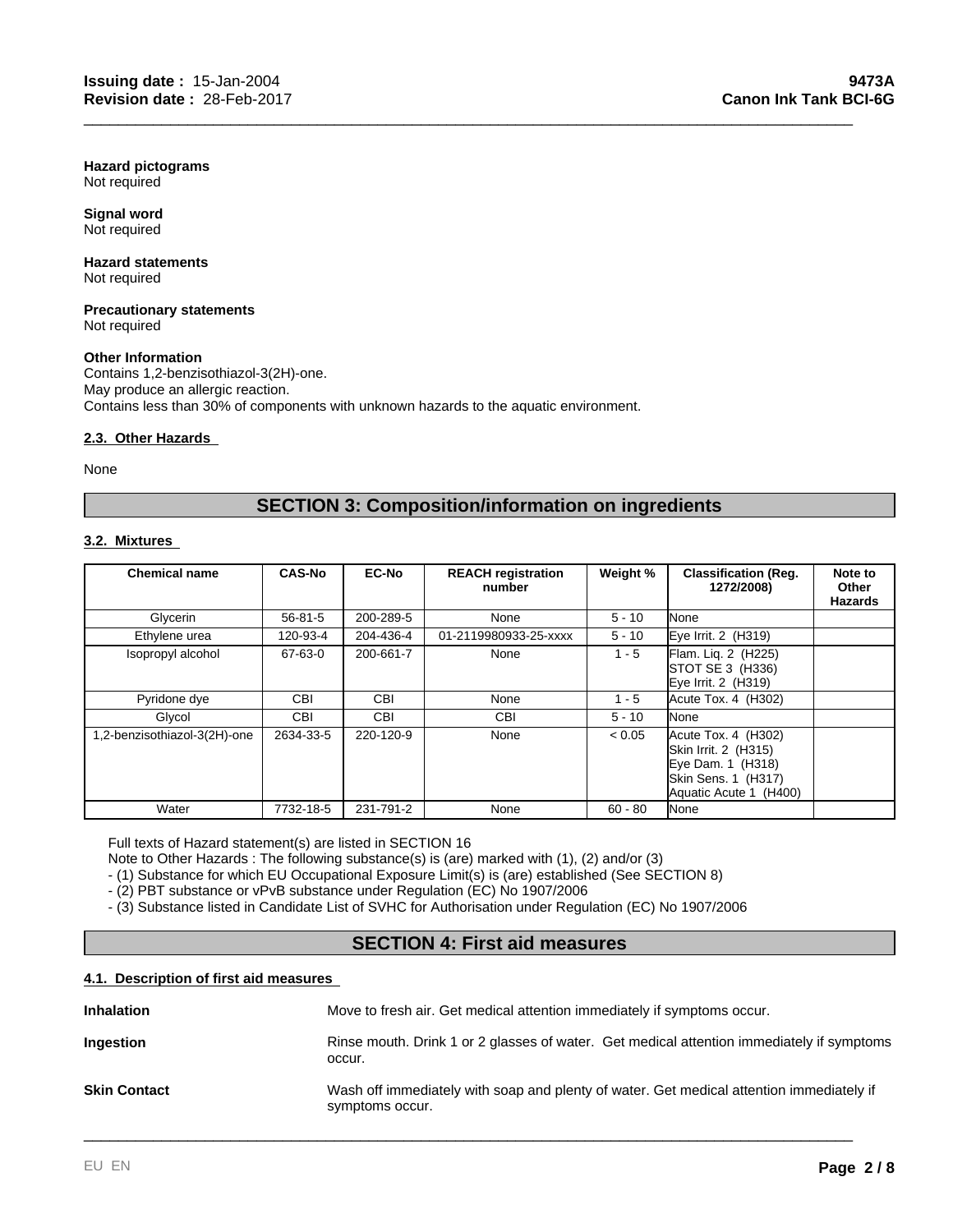**Hazard pictograms**
Not required

**Signal word**
Not required

**Hazard statements**
Not required

**Precautionary statements**
Not required

**Other Information**
Contains 1,2-benzisothiazol-3(2H)-one.
May produce an allergic reaction.
Contains less than 30% of components with unknown hazards to the aquatic environment.

### 2.3. Other Hazards

None

## SECTION 3: Composition/information on ingredients

### 3.2. Mixtures

| Chemical name | CAS-No | EC-No | REACH registration number | Weight % | Classification (Reg. 1272/2008) | Note to Other Hazards |
|---|---|---|---|---|---|---|
| Glycerin | 56-81-5 | 200-289-5 | None | 5 - 10 | None | |
| Ethylene urea | 120-93-4 | 204-436-4 | 01-2119980933-25-xxxx | 5 - 10 | Eye Irrit. 2 (H319) | |
| Isopropyl alcohol | 67-63-0 | 200-661-7 | None | 1 - 5 | Flam. Liq. 2 (H225)<br>STOT SE 3 (H336)<br>Eye Irrit. 2 (H319) | |
| Pyridone dye | CBI | CBI | None | 1 - 5 | Acute Tox. 4 (H302) | |
| Glycol | CBI | CBI | CBI | 5 - 10 | None | |
| 1,2-benzisothiazol-3(2H)-one | 2634-33-5 | 220-120-9 | None | < 0.05 | Acute Tox. 4 (H302)<br>Skin Irrit. 2 (H315)<br>Eye Dam. 1 (H318)<br>Skin Sens. 1 (H317)<br>Aquatic Acute 1 (H400) | |
| Water | 7732-18-5 | 231-791-2 | None | 60 - 80 | None | |

Full texts of Hazard statement(s) are listed in SECTION 16
Note to Other Hazards : The following substance(s) is (are) marked with (1), (2) and/or (3)
- (1) Substance for which EU Occupational Exposure Limit(s) is (are) established (See SECTION 8)
- (2) PBT substance or vPvB substance under Regulation (EC) No 1907/2006
- (3) Substance listed in Candidate List of SVHC for Authorisation under Regulation (EC) No 1907/2006

## SECTION 4: First aid measures

### 4.1. Description of first aid measures

**Inhalation** Move to fresh air. Get medical attention immediately if symptoms occur.

**Ingestion** Rinse mouth. Drink 1 or 2 glasses of water. Get medical attention immediately if symptoms occur.

**Skin Contact** Wash off immediately with soap and plenty of water. Get medical attention immediately if symptoms occur.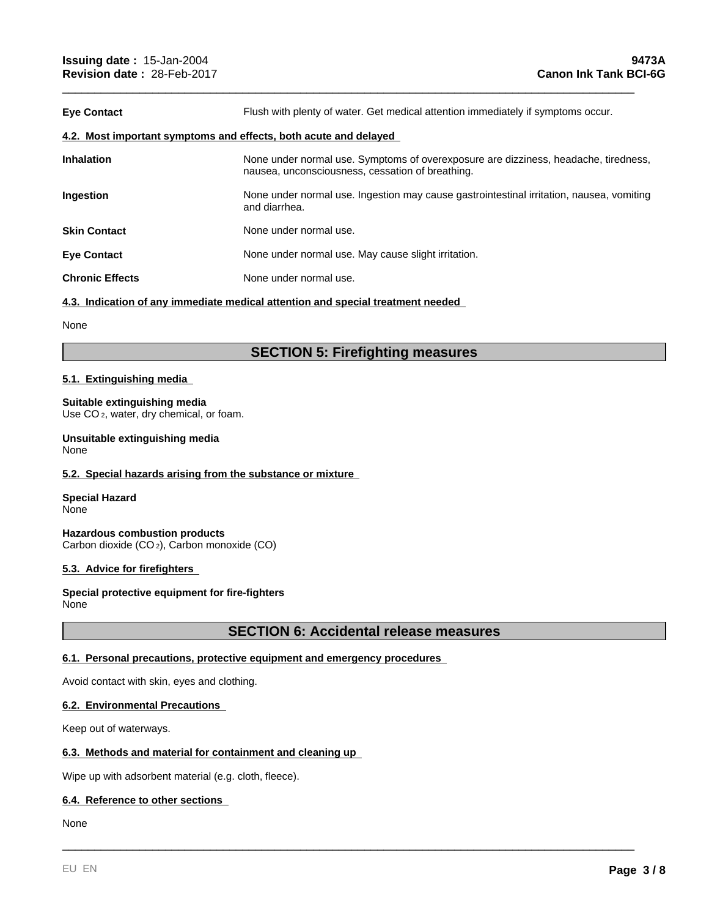| | |
|---|---|
| **Eye Contact** | Flush with plenty of water. Get medical attention immediately if symptoms occur. |

**4.2. Most important symptoms and effects, both acute and delayed**

| | |
|---|---|
| **Inhalation** | None under normal use. Symptoms of overexposure are dizziness, headache, tiredness, nausea, unconsciousness, cessation of breathing. |
| **Ingestion** | None under normal use. Ingestion may cause gastrointestinal irritation, nausea, vomiting and diarrhea. |
| **Skin Contact** | None under normal use. |
| **Eye Contact** | None under normal use. May cause slight irritation. |
| **Chronic Effects** | None under normal use. |

**4.3. Indication of any immediate medical attention and special treatment needed**

None

## SECTION 5: Firefighting measures

**5.1. Extinguishing media**

**Suitable extinguishing media**
Use $CO_2$, water, dry chemical, or foam.

**Unsuitable extinguishing media**
None

**5.2. Special hazards arising from the substance or mixture**

**Special Hazard**
None

**Hazardous combustion products**
Carbon dioxide ($CO_2$), Carbon monoxide (CO)

**5.3. Advice for firefighters**

**Special protective equipment for fire-fighters**
None

## SECTION 6: Accidental release measures

**6.1. Personal precautions, protective equipment and emergency procedures**

Avoid contact with skin, eyes and clothing.

**6.2. Environmental Precautions**

Keep out of waterways.

**6.3. Methods and material for containment and cleaning up**

Wipe up with adsorbent material (e.g. cloth, fleece).

**6.4. Reference to other sections**

None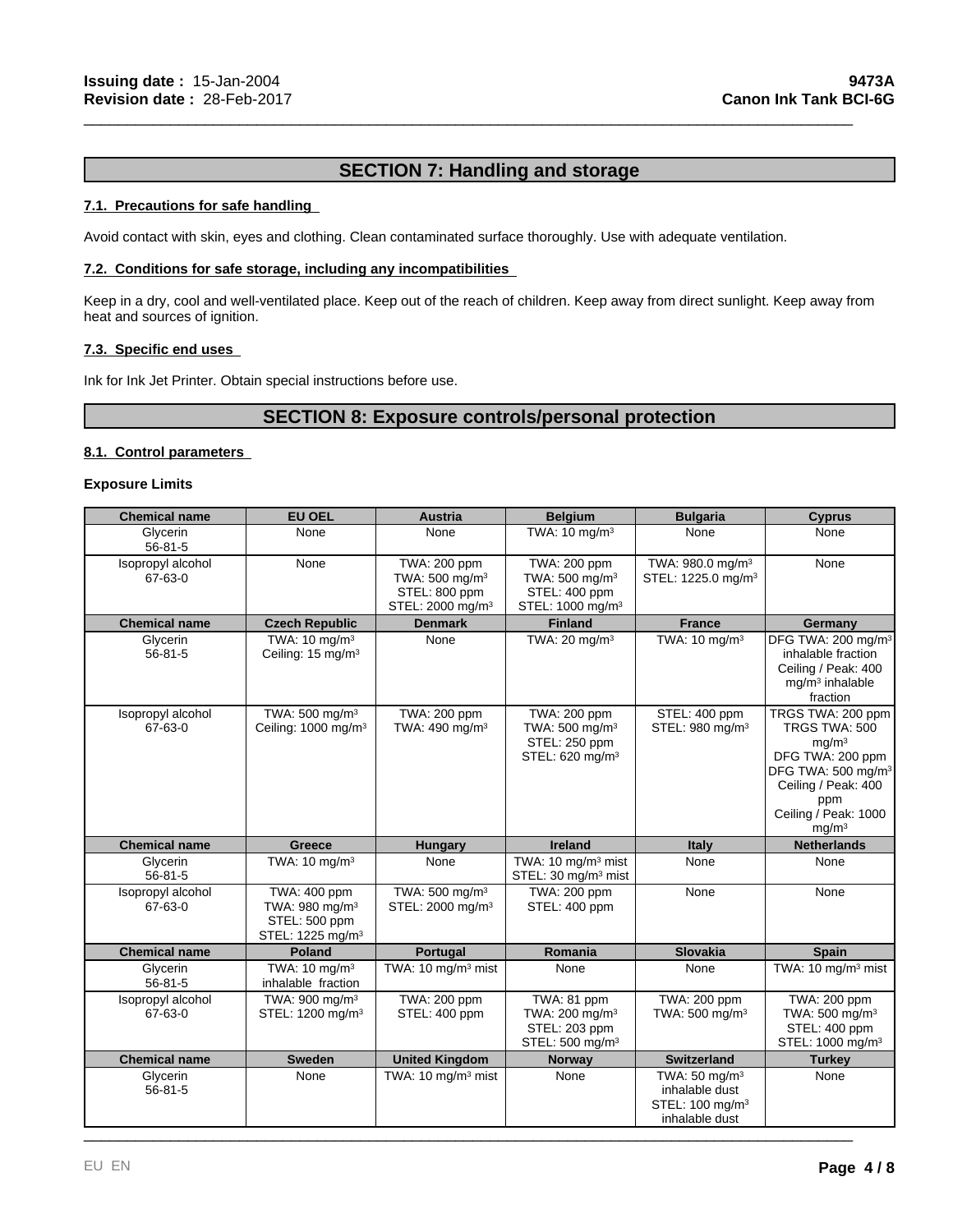## SECTION 7: Handling and storage

### 7.1. Precautions for safe handling

Avoid contact with skin, eyes and clothing. Clean contaminated surface thoroughly. Use with adequate ventilation.

### 7.2. Conditions for safe storage, including any incompatibilities

Keep in a dry, cool and well-ventilated place. Keep out of the reach of children. Keep away from direct sunlight. Keep away from heat and sources of ignition.

### 7.3. Specific end uses

Ink for Ink Jet Printer. Obtain special instructions before use.

## SECTION 8: Exposure controls/personal protection

### 8.1. Control parameters

**Exposure Limits**

| Chemical name | EU OEL | Austria | Belgium | Bulgaria | Cyprus |
|---|---|---|---|---|---|
| Glycerin 56-81-5 | None | None | TWA: 10 mg/m³ | None | None |
| Isopropyl alcohol 67-63-0 | None | TWA: 200 ppm TWA: 500 mg/m³ STEL: 800 ppm STEL: 2000 mg/m³ | TWA: 200 ppm TWA: 500 mg/m³ STEL: 400 ppm STEL: 1000 mg/m³ | TWA: 980.0 mg/m³ STEL: 1225.0 mg/m³ | None |
| **Chemical name** | **Czech Republic** | **Denmark** | **Finland** | **France** | **Germany** |
| Glycerin 56-81-5 | TWA: 10 mg/m³ Ceiling: 15 mg/m³ | None | TWA: 20 mg/m³ | TWA: 10 mg/m³ | DFG TWA: 200 mg/m³ inhalable fraction Ceiling / Peak: 400 mg/m³ inhalable fraction |
| Isopropyl alcohol 67-63-0 | TWA: 500 mg/m³ Ceiling: 1000 mg/m³ | TWA: 200 ppm TWA: 490 mg/m³ | TWA: 200 ppm TWA: 500 mg/m³ STEL: 250 ppm STEL: 620 mg/m³ | STEL: 400 ppm STEL: 980 mg/m³ | TRGS TWA: 200 ppm TRGS TWA: 500 mg/m³ DFG TWA: 200 ppm DFG TWA: 500 mg/m³ Ceiling / Peak: 400 ppm Ceiling / Peak: 1000 mg/m³ |
| **Chemical name** | **Greece** | **Hungary** | **Ireland** | **Italy** | **Netherlands** |
| Glycerin 56-81-5 | TWA: 10 mg/m³ | None | TWA: 10 mg/m³ mist STEL: 30 mg/m³ mist | None | None |
| Isopropyl alcohol 67-63-0 | TWA: 400 ppm TWA: 980 mg/m³ STEL: 500 ppm STEL: 1225 mg/m³ | TWA: 500 mg/m³ STEL: 2000 mg/m³ | TWA: 200 ppm STEL: 400 ppm | None | None |
| **Chemical name** | **Poland** | **Portugal** | **Romania** | **Slovakia** | **Spain** |
| Glycerin 56-81-5 | TWA: 10 mg/m³ inhalable fraction | TWA: 10 mg/m³ mist | None | None | TWA: 10 mg/m³ mist |
| Isopropyl alcohol 67-63-0 | TWA: 900 mg/m³ STEL: 1200 mg/m³ | TWA: 200 ppm STEL: 400 ppm | TWA: 81 ppm TWA: 200 mg/m³ STEL: 203 ppm STEL: 500 mg/m³ | TWA: 200 ppm TWA: 500 mg/m³ | TWA: 200 ppm TWA: 500 mg/m³ STEL: 400 ppm STEL: 1000 mg/m³ |
| **Chemical name** | **Sweden** | **United Kingdom** | **Norway** | **Switzerland** | **Turkey** |
| Glycerin 56-81-5 | None | TWA: 10 mg/m³ mist | None | TWA: 50 mg/m³ inhalable dust STEL: 100 mg/m³ inhalable dust | None |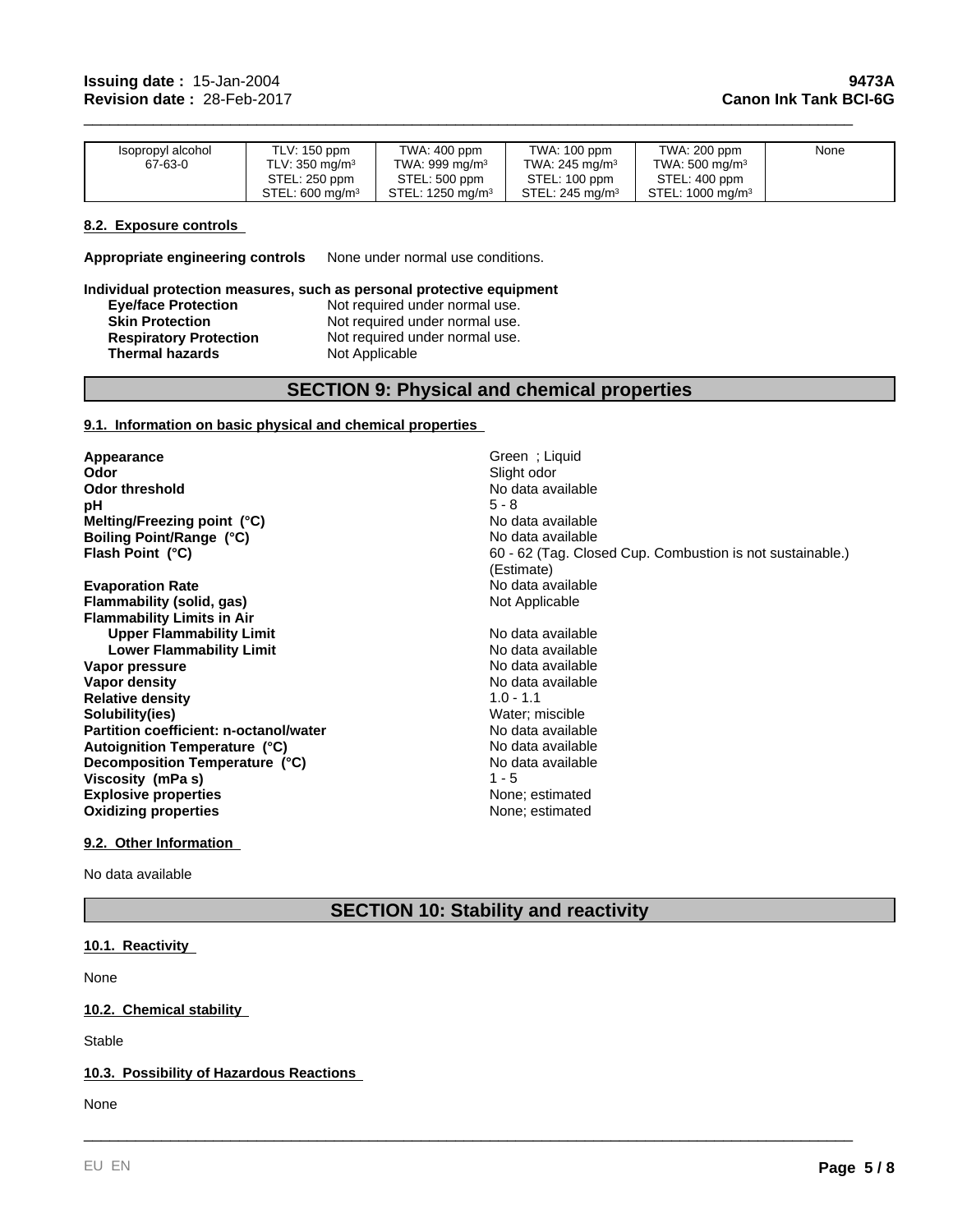| Isopropyl alcohol 67-63-0 | TLV: 150 ppm TLV: 350 mg/m³ STEL: 250 ppm STEL: 600 mg/m³ | TWA: 400 ppm TWA: 999 mg/m³ STEL: 500 ppm STEL: 1250 mg/m³ | TWA: 100 ppm TWA: 245 mg/m³ STEL: 100 ppm STEL: 245 mg/m³ | TWA: 200 ppm TWA: 500 mg/m³ STEL: 400 ppm STEL: 1000 mg/m³ | None |
|---|---|---|---|---|---|

**8.2. Exposure controls**

**Appropriate engineering controls** None under normal use conditions.

**Individual protection measures, such as personal protective equipment**

| | |
|---|---|
| **Eye/face Protection** | Not required under normal use. |
| **Skin Protection** | Not required under normal use. |
| **Respiratory Protection** | Not required under normal use. |
| **Thermal hazards** | Not Applicable |

## SECTION 9: Physical and chemical properties

**9.1. Information on basic physical and chemical properties**

| | |
|---|---|
| **Appearance** | Green ; Liquid |
| **Odor** | Slight odor |
| **Odor threshold** | No data available |
| **pH** | 5 - 8 |
| **Melting/Freezing point (°C)** | No data available |
| **Boiling Point/Range (°C)** | No data available |
| **Flash Point (°C)** | 60 - 62 (Tag. Closed Cup. Combustion is not sustainable.) (Estimate) |
| **Evaporation Rate** | No data available |
| **Flammability (solid, gas)** | Not Applicable |
| **Flammability Limits in Air** | |
| **Upper Flammability Limit** | No data available |
| **Lower Flammability Limit** | No data available |
| **Vapor pressure** | No data available |
| **Vapor density** | No data available |
| **Relative density** | 1.0 - 1.1 |
| **Solubility(ies)** | Water; miscible |
| **Partition coefficient: n-octanol/water** | No data available |
| **Autoignition Temperature (°C)** | No data available |
| **Decomposition Temperature (°C)** | No data available |
| **Viscosity (mPa s)** | 1 - 5 |
| **Explosive properties** | None; estimated |
| **Oxidizing properties** | None; estimated |

**9.2. Other Information**

No data available

## SECTION 10: Stability and reactivity

**10.1. Reactivity**

None

**10.2. Chemical stability**

Stable

**10.3. Possibility of Hazardous Reactions**

None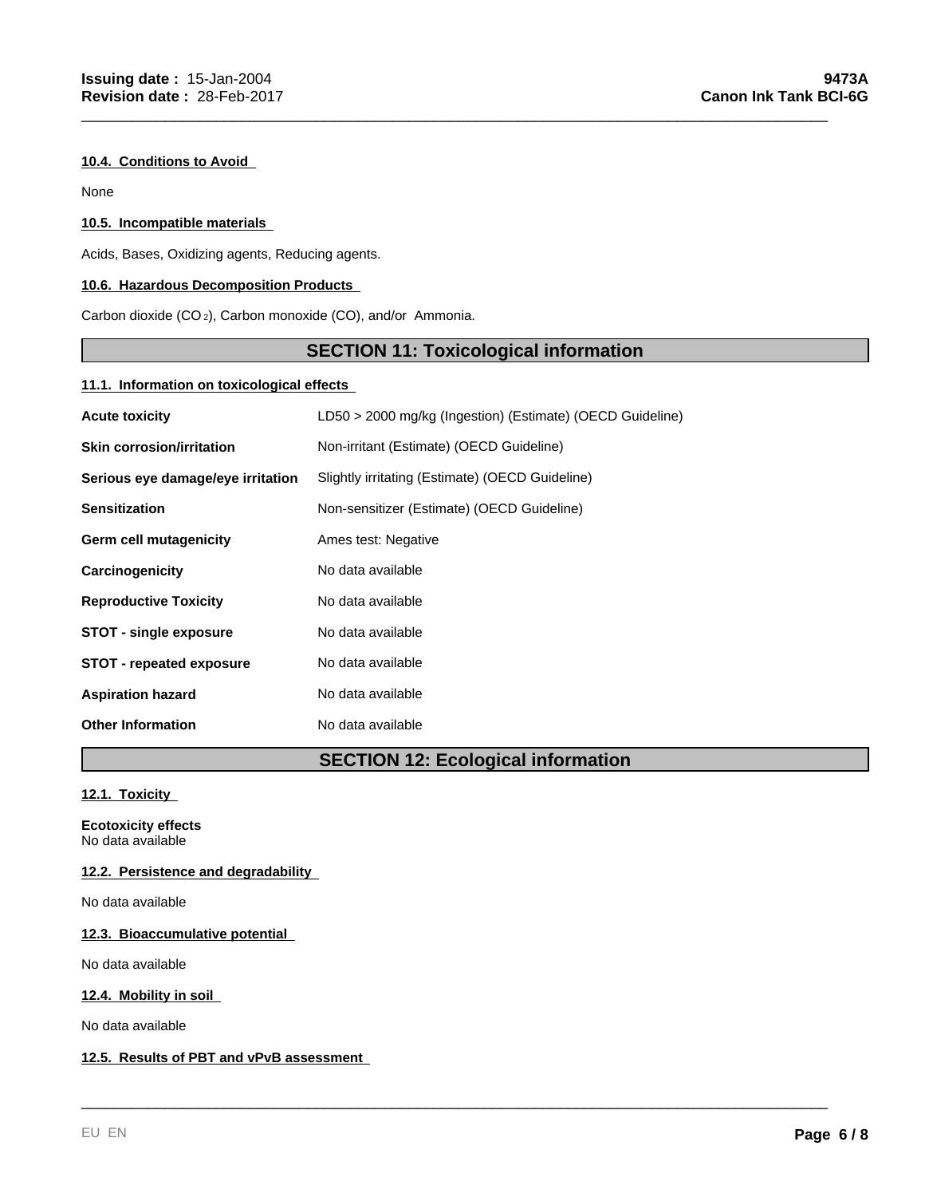#### 10.4. Conditions to Avoid

None

#### 10.5. Incompatible materials

Acids, Bases, Oxidizing agents, Reducing agents.

#### 10.6. Hazardous Decomposition Products

Carbon dioxide ($CO_2$), Carbon monoxide (CO), and/or Ammonia.

## SECTION 11: Toxicological information

#### 11.1. Information on toxicological effects

| | |
|---|---|
| **Acute toxicity** | LD50 > 2000 mg/kg (Ingestion) (Estimate) (OECD Guideline) |
| **Skin corrosion/irritation** | Non-irritant (Estimate) (OECD Guideline) |
| **Serious eye damage/eye irritation** | Slightly irritating (Estimate) (OECD Guideline) |
| **Sensitization** | Non-sensitizer (Estimate) (OECD Guideline) |
| **Germ cell mutagenicity** | Ames test: Negative |
| **Carcinogenicity** | No data available |
| **Reproductive Toxicity** | No data available |
| **STOT - single exposure** | No data available |
| **STOT - repeated exposure** | No data available |
| **Aspiration hazard** | No data available |
| **Other Information** | No data available |

## SECTION 12: Ecological information

#### 12.1. Toxicity

**Ecotoxicity effects**
No data available

#### 12.2. Persistence and degradability

No data available

#### 12.3. Bioaccumulative potential

No data available

#### 12.4. Mobility in soil

No data available

#### 12.5. Results of PBT and vPvB assessment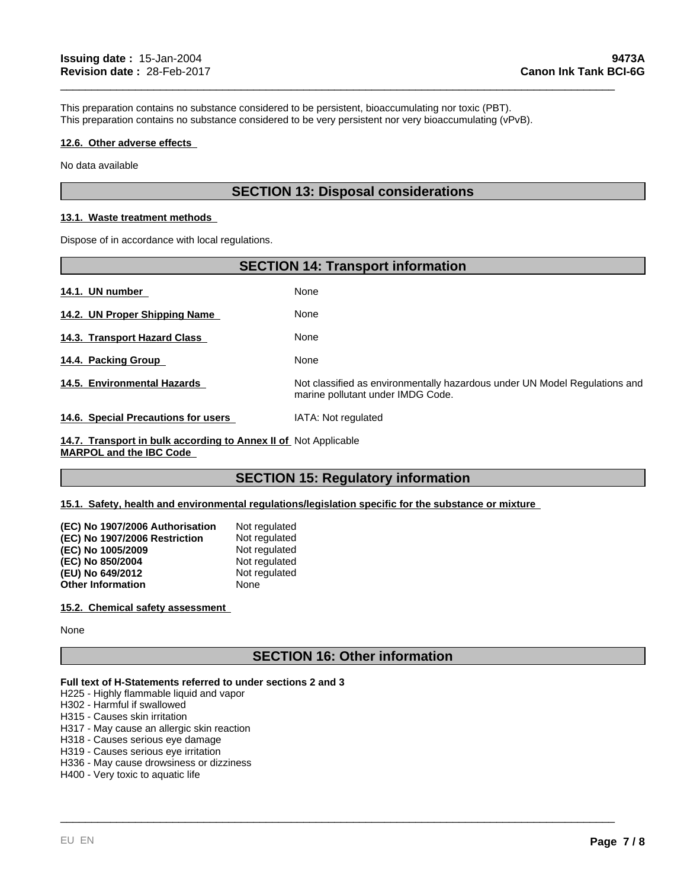This preparation contains no substance considered to be persistent, bioaccumulating nor toxic (PBT).
This preparation contains no substance considered to be very persistent nor very bioaccumulating (vPvB).

**12.6. Other adverse effects**

No data available

## SECTION 13: Disposal considerations

**13.1. Waste treatment methods**

Dispose of in accordance with local regulations.

## SECTION 14: Transport information

| | |
|---|---|
| **14.1. UN number** | None |
| **14.2. UN Proper Shipping Name** | None |
| **14.3. Transport Hazard Class** | None |
| **14.4. Packing Group** | None |
| **14.5. Environmental Hazards** | Not classified as environmentally hazardous under UN Model Regulations and marine pollutant under IMDG Code. |
| **14.6. Special Precautions for users** | IATA: Not regulated |
| **14.7. Transport in bulk according to Annex II of MARPOL and the IBC Code** | Not Applicable |

## SECTION 15: Regulatory information

**15.1. Safety, health and environmental regulations/legislation specific for the substance or mixture**

| | |
|---|---|
| **(EC) No 1907/2006 Authorisation** | Not regulated |
| **(EC) No 1907/2006 Restriction** | Not regulated |
| **(EC) No 1005/2009** | Not regulated |
| **(EC) No 850/2004** | Not regulated |
| **(EU) No 649/2012** | Not regulated |
| **Other Information** | None |

**15.2. Chemical safety assessment**

None

## SECTION 16: Other information

**Full text of H-Statements referred to under sections 2 and 3**

H225 - Highly flammable liquid and vapor
H302 - Harmful if swallowed
H315 - Causes skin irritation
H317 - May cause an allergic skin reaction
H318 - Causes serious eye damage
H319 - Causes serious eye irritation
H336 - May cause drowsiness or dizziness
H400 - Very toxic to aquatic life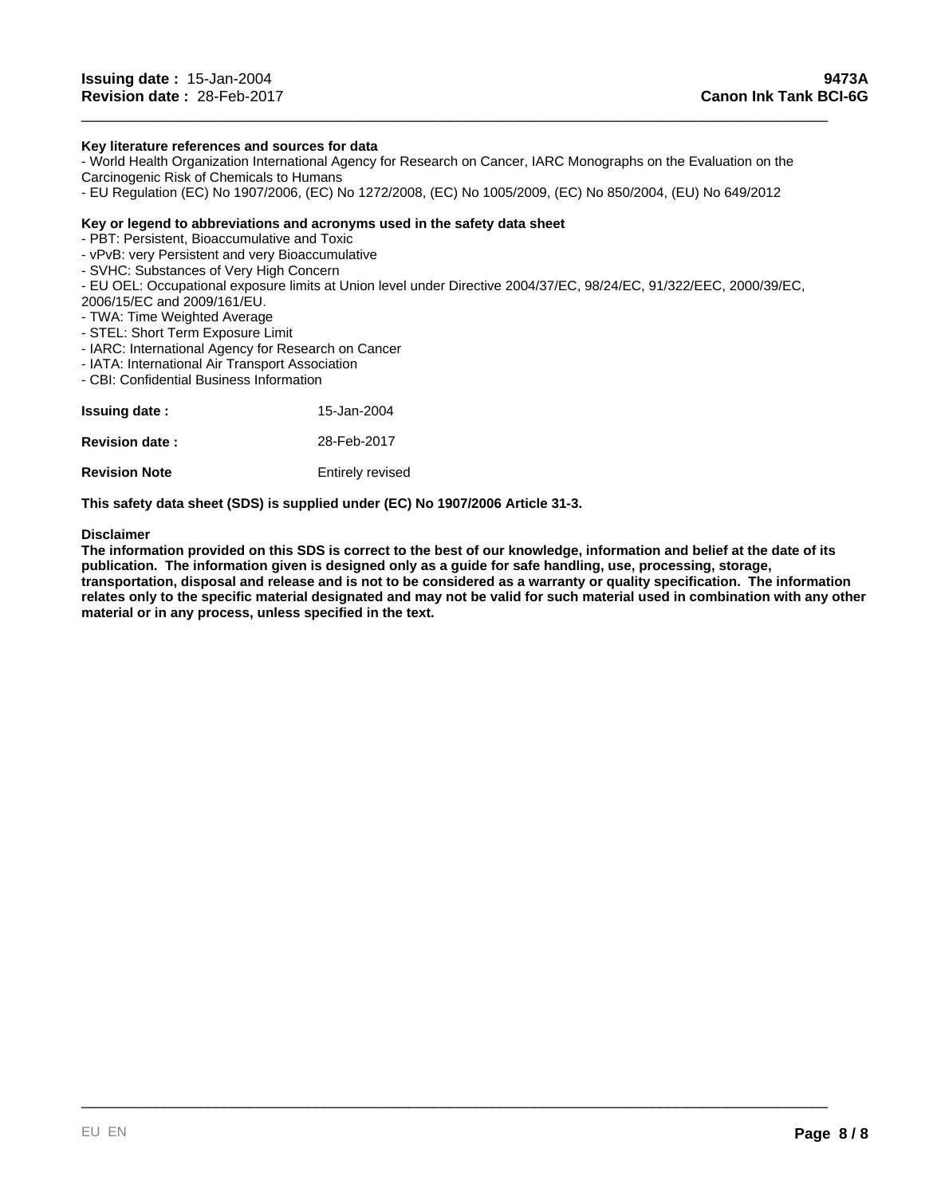**Key literature references and sources for data**

- World Health Organization International Agency for Research on Cancer, IARC Monographs on the Evaluation on the Carcinogenic Risk of Chemicals to Humans
- EU Regulation (EC) No 1907/2006, (EC) No 1272/2008, (EC) No 1005/2009, (EC) No 850/2004, (EU) No 649/2012

**Key or legend to abbreviations and acronyms used in the safety data sheet**

- PBT: Persistent, Bioaccumulative and Toxic
- vPvB: very Persistent and very Bioaccumulative
- SVHC: Substances of Very High Concern
- EU OEL: Occupational exposure limits at Union level under Directive 2004/37/EC, 98/24/EC, 91/322/EEC, 2000/39/EC, 2006/15/EC and 2009/161/EU.
- TWA: Time Weighted Average
- STEL: Short Term Exposure Limit
- IARC: International Agency for Research on Cancer
- IATA: International Air Transport Association
- CBI: Confidential Business Information

| | |
|---|---|
| **Issuing date :** | 15-Jan-2004 |
| **Revision date :** | 28-Feb-2017 |
| **Revision Note** | Entirely revised |

**This safety data sheet (SDS) is supplied under (EC) No 1907/2006 Article 31-3.**

**Disclaimer**

**The information provided on this SDS is correct to the best of our knowledge, information and belief at the date of its publication. The information given is designed only as a guide for safe handling, use, processing, storage, transportation, disposal and release and is not to be considered as a warranty or quality specification. The information relates only to the specific material designated and may not be valid for such material used in combination with any other material or in any process, unless specified in the text.**